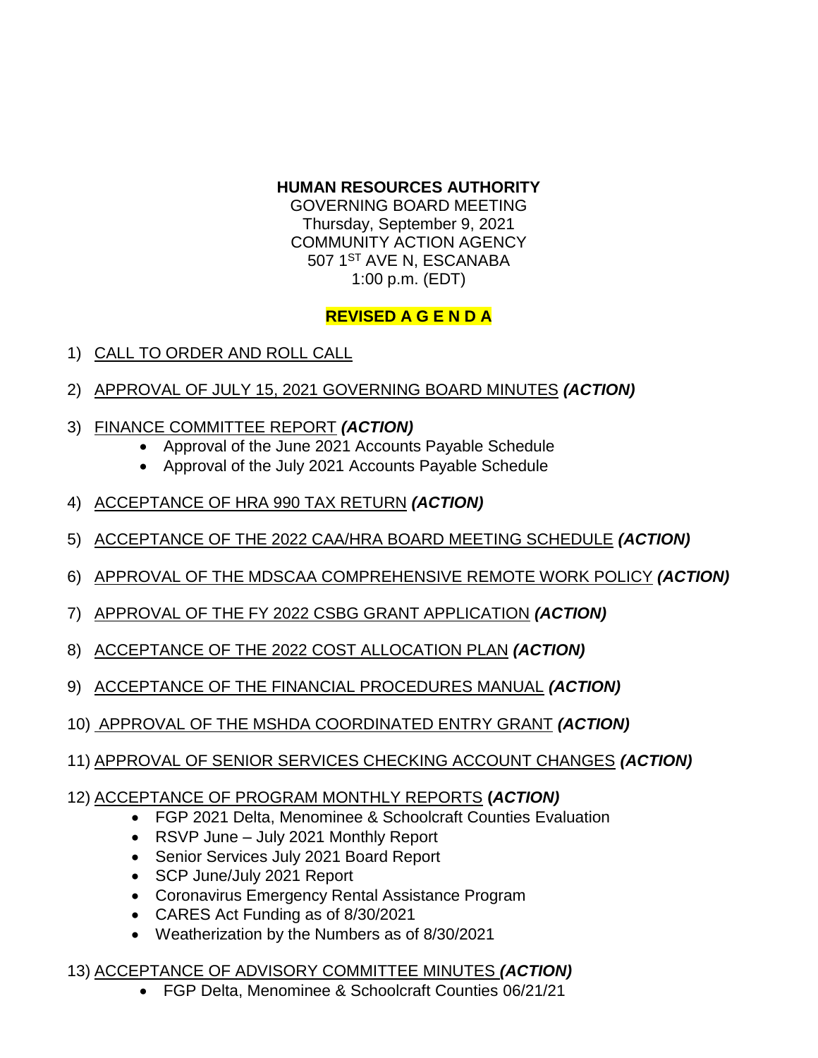**HUMAN RESOURCES AUTHORITY**
GOVERNING BOARD MEETING
Thursday, September 9, 2021
COMMUNITY ACTION AGENCY
507 1ST AVE N, ESCANABA
1:00 p.m. (EDT)

**REVISED A G E N D A**

1) CALL TO ORDER AND ROLL CALL

2) APPROVAL OF JULY 15, 2021 GOVERNING BOARD MINUTES ***(ACTION)***

3) FINANCE COMMITTEE REPORT ***(ACTION)***
   - Approval of the June 2021 Accounts Payable Schedule
   - Approval of the July 2021 Accounts Payable Schedule

4) ACCEPTANCE OF HRA 990 TAX RETURN ***(ACTION)***

5) ACCEPTANCE OF THE 2022 CAA/HRA BOARD MEETING SCHEDULE ***(ACTION)***

6) APPROVAL OF THE MDSCAA COMPREHENSIVE REMOTE WORK POLICY ***(ACTION)***

7) APPROVAL OF THE FY 2022 CSBG GRANT APPLICATION ***(ACTION)***

8) ACCEPTANCE OF THE 2022 COST ALLOCATION PLAN ***(ACTION)***

9) ACCEPTANCE OF THE FINANCIAL PROCEDURES MANUAL ***(ACTION)***

10) APPROVAL OF THE MSHDA COORDINATED ENTRY GRANT ***(ACTION)***

11) APPROVAL OF SENIOR SERVICES CHECKING ACCOUNT CHANGES ***(ACTION)***

12) ACCEPTANCE OF PROGRAM MONTHLY REPORTS **(*ACTION)***
   - FGP 2021 Delta, Menominee & Schoolcraft Counties Evaluation
   - RSVP June – July 2021 Monthly Report
   - Senior Services July 2021 Board Report
   - SCP June/July 2021 Report
   - Coronavirus Emergency Rental Assistance Program
   - CARES Act Funding as of 8/30/2021
   - Weatherization by the Numbers as of 8/30/2021

13) ACCEPTANCE OF ADVISORY COMMITTEE MINUTES ***(ACTION)***
   - FGP Delta, Menominee & Schoolcraft Counties 06/21/21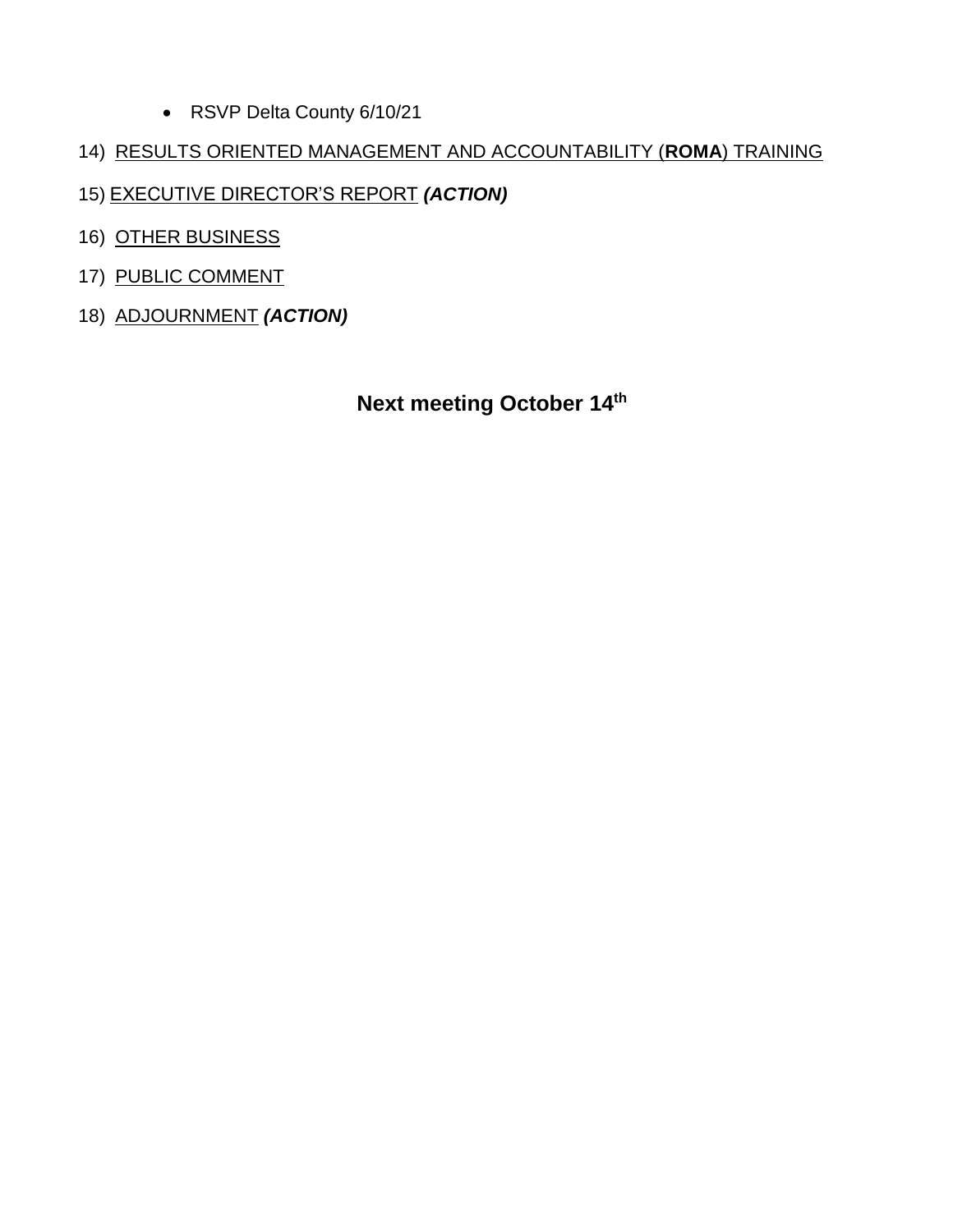- RSVP Delta County 6/10/21

14) <u>RESULTS ORIENTED MANAGEMENT AND ACCOUNTABILITY (**ROMA**) TRAINING</u>

15) <u>EXECUTIVE DIRECTOR'S REPORT</u> ***(ACTION)***

16) <u>OTHER BUSINESS</u>

17) <u>PUBLIC COMMENT</u>

18) <u>ADJOURNMENT</u> ***(ACTION)***

**Next meeting October 14th**